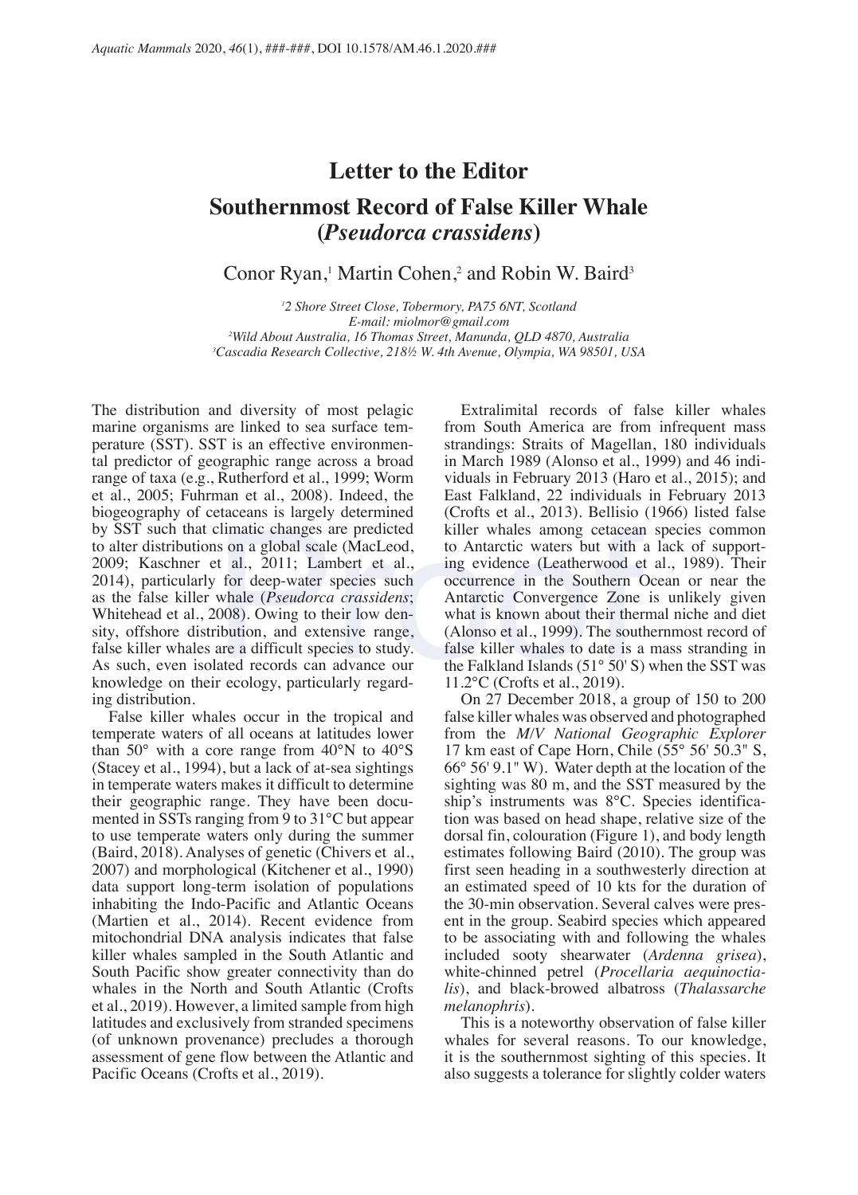# Letter to the Editor

## Southernmost Record of False Killer Whale (*Pseudorca crassidens*)

Conor Ryan,[1] Martin Cohen,[2] and Robin W. Baird[3]

*[1]2 Shore Street Close, Tobermory, PA75 6NT, Scotland*
*E-mail: miolmor@gmail.com*
*[2]Wild About Australia, 16 Thomas Street, Manunda, QLD 4870, Australia*
*[3]Cascadia Research Collective, 218½ W. 4th Avenue, Olympia, WA 98501, USA*

The distribution and diversity of most pelagic marine organisms are linked to sea surface temperature (SST). SST is an effective environmental predictor of geographic range across a broad range of taxa (e.g., Rutherford et al., 1999; Worm et al., 2005; Fuhrman et al., 2008). Indeed, the biogeography of cetaceans is largely determined by SST such that climatic changes are predicted to alter distributions on a global scale (MacLeod, 2009; Kaschner et al., 2011; Lambert et al., 2014), particularly for deep-water species such as the false killer whale (*Pseudorca crassidens*; Whitehead et al., 2008). Owing to their low density, offshore distribution, and extensive range, false killer whales are a difficult species to study. As such, even isolated records can advance our knowledge on their ecology, particularly regarding distribution.

False killer whales occur in the tropical and temperate waters of all oceans at latitudes lower than 50° with a core range from 40°N to 40°S (Stacey et al., 1994), but a lack of at-sea sightings in temperate waters makes it difficult to determine their geographic range. They have been documented in SSTs ranging from 9 to 31°C but appear to use temperate waters only during the summer (Baird, 2018). Analyses of genetic (Chivers et al., 2007) and morphological (Kitchener et al., 1990) data support long-term isolation of populations inhabiting the Indo-Pacific and Atlantic Oceans (Martien et al., 2014). Recent evidence from mitochondrial DNA analysis indicates that false killer whales sampled in the South Atlantic and South Pacific show greater connectivity than do whales in the North and South Atlantic (Crofts et al., 2019). However, a limited sample from high latitudes and exclusively from stranded specimens (of unknown provenance) precludes a thorough assessment of gene flow between the Atlantic and Pacific Oceans (Crofts et al., 2019).

Extralimital records of false killer whales from South America are from infrequent mass strandings: Straits of Magellan, 180 individuals in March 1989 (Alonso et al., 1999) and 46 individuals in February 2013 (Haro et al., 2015); and East Falkland, 22 individuals in February 2013 (Crofts et al., 2013). Bellisio (1966) listed false killer whales among cetacean species common to Antarctic waters but with a lack of supporting evidence (Leatherwood et al., 1989). Their occurrence in the Southern Ocean or near the Antarctic Convergence Zone is unlikely given what is known about their thermal niche and diet (Alonso et al., 1999). The southernmost record of false killer whales to date is a mass stranding in the Falkland Islands (51° 50' S) when the SST was 11.2°C (Crofts et al., 2019).

On 27 December 2018, a group of 150 to 200 false killer whales was observed and photographed from the *M/V National Geographic Explorer* 17 km east of Cape Horn, Chile (55° 56' 50.3" S, 66° 56' 9.1" W). Water depth at the location of the sighting was 80 m, and the SST measured by the ship's instruments was 8°C. Species identification was based on head shape, relative size of the dorsal fin, colouration (Figure 1), and body length estimates following Baird (2010). The group was first seen heading in a southwesterly direction at an estimated speed of 10 kts for the duration of the 30-min observation. Several calves were present in the group. Seabird species which appeared to be associating with and following the whales included sooty shearwater (*Ardenna grisea*), white-chinned petrel (*Procellaria aequinoctialis*), and black-browed albatross (*Thalassarche melanophris*).

This is a noteworthy observation of false killer whales for several reasons. To our knowledge, it is the southernmost sighting of this species. It also suggests a tolerance for slightly colder waters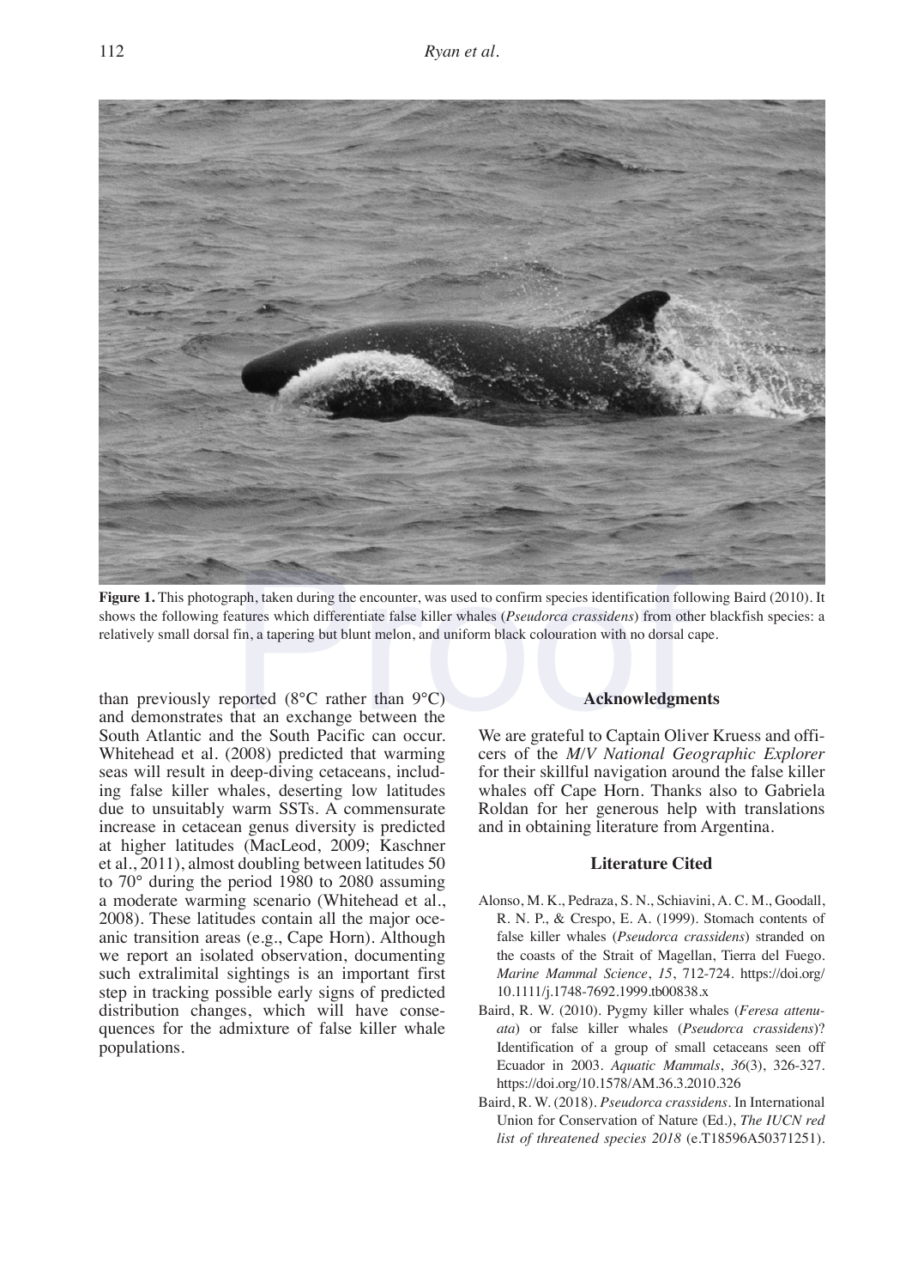**Figure 1.** This photograph, taken during the encounter, was used to confirm species identification following Baird (2010). It shows the following features which differentiate false killer whales (*Pseudorca crassidens*) from other blackfish species: a relatively small dorsal fin, a tapering but blunt melon, and uniform black colouration with no dorsal cape.

than previously reported (8°C rather than 9°C) and demonstrates that an exchange between the South Atlantic and the South Pacific can occur. Whitehead et al. (2008) predicted that warming seas will result in deep-diving cetaceans, including false killer whales, deserting low latitudes due to unsuitably warm SSTs. A commensurate increase in cetacean genus diversity is predicted at higher latitudes (MacLeod, 2009; Kaschner et al., 2011), almost doubling between latitudes 50 to 70° during the period 1980 to 2080 assuming a moderate warming scenario (Whitehead et al., 2008). These latitudes contain all the major oceanic transition areas (e.g., Cape Horn). Although we report an isolated observation, documenting such extralimital sightings is an important first step in tracking possible early signs of predicted distribution changes, which will have consequences for the admixture of false killer whale populations.

## Acknowledgments

We are grateful to Captain Oliver Kruess and officers of the *M/V National Geographic Explorer* for their skillful navigation around the false killer whales off Cape Horn. Thanks also to Gabriela Roldan for her generous help with translations and in obtaining literature from Argentina.

## Literature Cited

Alonso, M. K., Pedraza, S. N., Schiavini, A. C. M., Goodall, R. N. P., & Crespo, E. A. (1999). Stomach contents of false killer whales (*Pseudorca crassidens*) stranded on the coasts of the Strait of Magellan, Tierra del Fuego. *Marine Mammal Science*, *15*, 712-724. https://doi.org/10.1111/j.1748-7692.1999.tb00838.x

Baird, R. W. (2010). Pygmy killer whales (*Feresa attenuata*) or false killer whales (*Pseudorca crassidens*)? Identification of a group of small cetaceans seen off Ecuador in 2003. *Aquatic Mammals*, *36*(3), 326-327. https://doi.org/10.1578/AM.36.3.2010.326

Baird, R. W. (2018). *Pseudorca crassidens*. In International Union for Conservation of Nature (Ed.), *The IUCN red list of threatened species 2018* (e.T18596A50371251).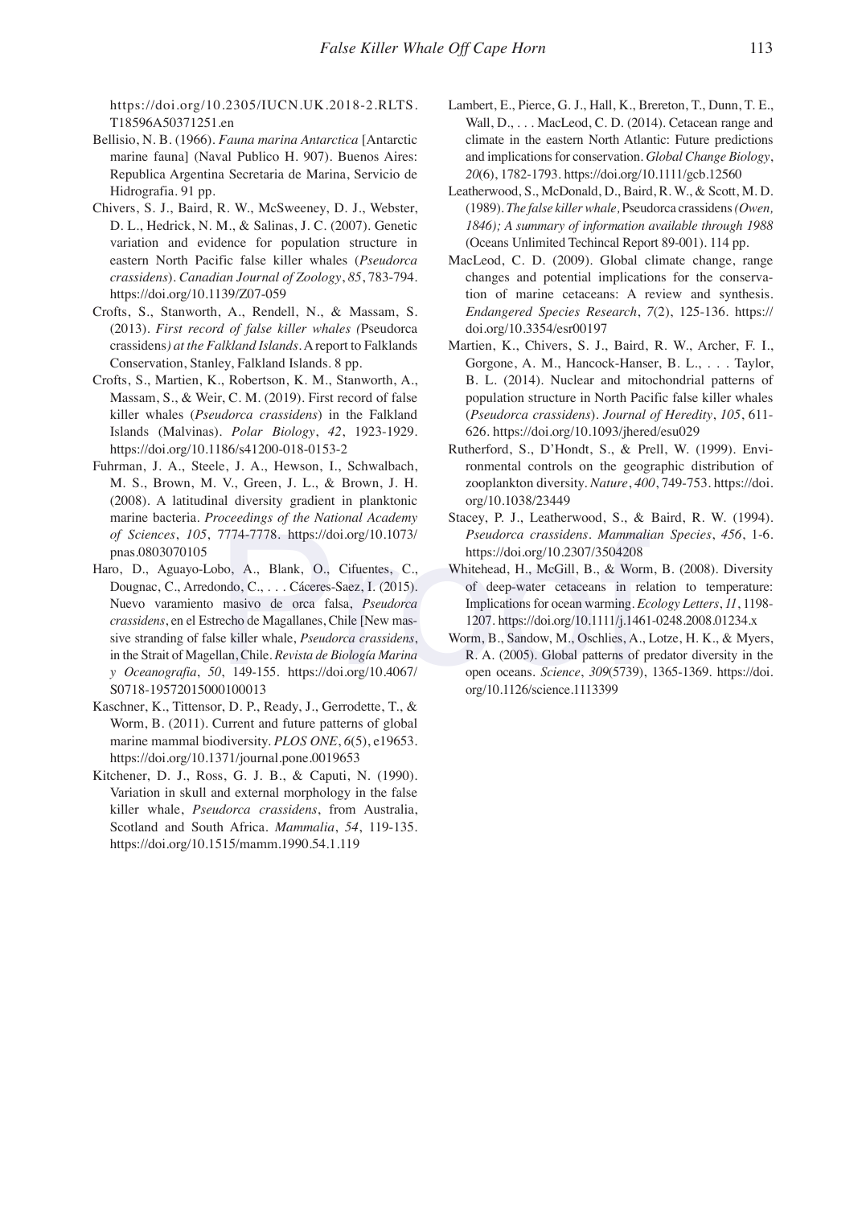https://doi.org/10.2305/IUCN.UK.2018-2.RLTS.T18596A50371251.en

Bellisio, N. B. (1966). *Fauna marina Antarctica* [Antarctic marine fauna] (Naval Publico H. 907). Buenos Aires: Republica Argentina Secretaria de Marina, Servicio de Hidrografia. 91 pp.

Chivers, S. J., Baird, R. W., McSweeney, D. J., Webster, D. L., Hedrick, N. M., & Salinas, J. C. (2007). Genetic variation and evidence for population structure in eastern North Pacific false killer whales (*Pseudorca crassidens*). *Canadian Journal of Zoology*, *85*, 783-794. https://doi.org/10.1139/Z07-059

Crofts, S., Stanworth, A., Rendell, N., & Massam, S. (2013). *First record of false killer whales (*Pseudorca crassidens*) at the Falkland Islands*. A report to Falklands Conservation, Stanley, Falkland Islands. 8 pp.

Crofts, S., Martien, K., Robertson, K. M., Stanworth, A., Massam, S., & Weir, C. M. (2019). First record of false killer whales (*Pseudorca crassidens*) in the Falkland Islands (Malvinas). *Polar Biology*, *42*, 1923-1929. https://doi.org/10.1186/s41200-018-0153-2

Fuhrman, J. A., Steele, J. A., Hewson, I., Schwalbach, M. S., Brown, M. V., Green, J. L., & Brown, J. H. (2008). A latitudinal diversity gradient in planktonic marine bacteria. *Proceedings of the National Academy of Sciences*, *105*, 7774-7778. https://doi.org/10.1073/pnas.0803070105

Haro, D., Aguayo-Lobo, A., Blank, O., Cifuentes, C., Dougnac, C., Arredondo, C., . . . Cáceres-Saez, I. (2015). Nuevo varamiento masivo de orca falsa, *Pseudorca crassidens*, en el Estrecho de Magallanes, Chile [New mass-sive stranding of false killer whale, *Pseudorca crassidens*, in the Strait of Magellan, Chile. *Revista de Biología Marina y Oceanografía*, *50*, 149-155. https://doi.org/10.4067/S0718-19572015000100013

Kaschner, K., Tittensor, D. P., Ready, J., Gerrodette, T., & Worm, B. (2011). Current and future patterns of global marine mammal biodiversity. *PLOS ONE*, *6*(5), e19653. https://doi.org/10.1371/journal.pone.0019653

Kitchener, D. J., Ross, G. J. B., & Caputi, N. (1990). Variation in skull and external morphology in the false killer whale, *Pseudorca crassidens*, from Australia, Scotland and South Africa. *Mammalia*, *54*, 119-135. https://doi.org/10.1515/mamm.1990.54.1.119

Lambert, E., Pierce, G. J., Hall, K., Brereton, T., Dunn, T. E., Wall, D., . . . MacLeod, C. D. (2014). Cetacean range and climate in the eastern North Atlantic: Future predictions and implications for conservation. *Global Change Biology*, *20*(6), 1782-1793. https://doi.org/10.1111/gcb.12560

Leatherwood, S., McDonald, D., Baird, R. W., & Scott, M. D. (1989). *The false killer whale,* Pseudorca crassidens *(Owen, 1846); A summary of information available through 1988* (Oceans Unlimited Techincal Report 89-001). 114 pp.

MacLeod, C. D. (2009). Global climate change, range changes and potential implications for the conservation of marine cetaceans: A review and synthesis. *Endangered Species Research*, *7*(2), 125-136. https://doi.org/10.3354/esr00197

Martien, K., Chivers, S. J., Baird, R. W., Archer, F. I., Gorgone, A. M., Hancock-Hanser, B. L., . . . Taylor, B. L. (2014). Nuclear and mitochondrial patterns of population structure in North Pacific false killer whales (*Pseudorca crassidens*). *Journal of Heredity*, *105*, 611-626. https://doi.org/10.1093/jhered/esu029

Rutherford, S., D'Hondt, S., & Prell, W. (1999). Environmental controls on the geographic distribution of zooplankton diversity. *Nature*, *400*, 749-753. https://doi.org/10.1038/23449

Stacey, P. J., Leatherwood, S., & Baird, R. W. (1994). *Pseudorca crassidens*. *Mammalian Species*, *456*, 1-6. https://doi.org/10.2307/3504208

Whitehead, H., McGill, B., & Worm, B. (2008). Diversity of deep-water cetaceans in relation to temperature: Implications for ocean warming. *Ecology Letters*, *11*, 1198-1207. https://doi.org/10.1111/j.1461-0248.2008.01234.x

Worm, B., Sandow, M., Oschlies, A., Lotze, H. K., & Myers, R. A. (2005). Global patterns of predator diversity in the open oceans. *Science*, *309*(5739), 1365-1369. https://doi.org/10.1126/science.1113399